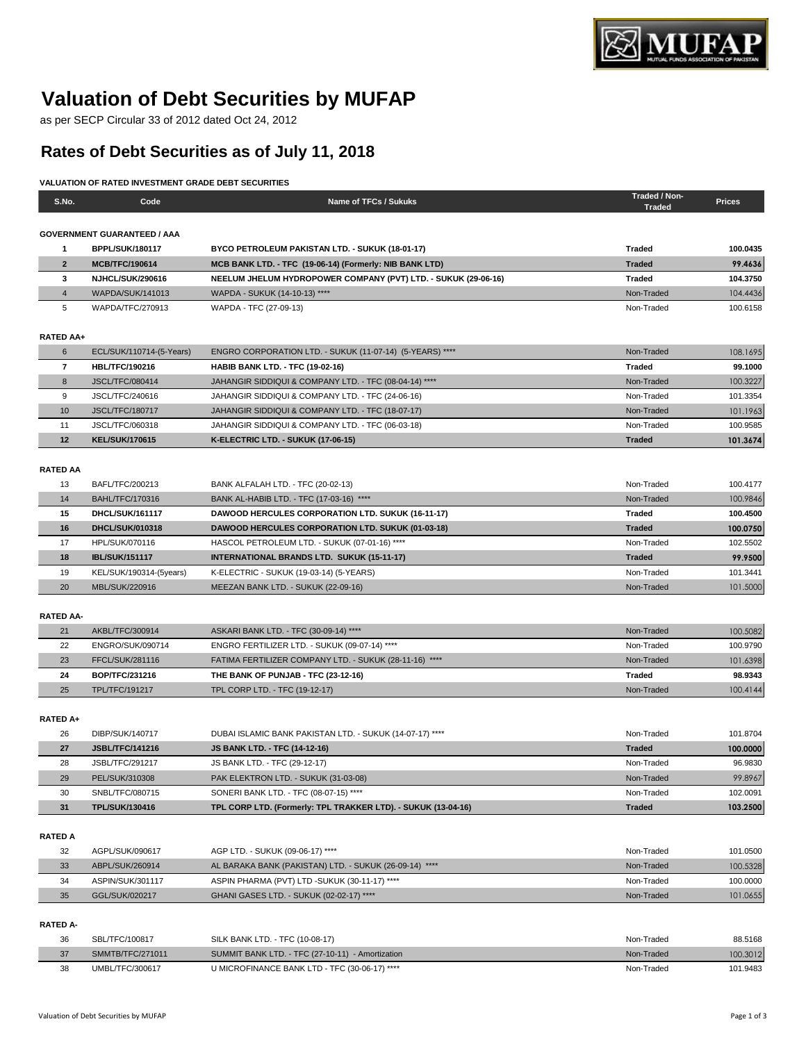# Valuation of Debt Securities by MUFAP

as per SECP Circular 33 of 2012 dated Oct 24, 2012

## Rates of Debt Securities as of July 11, 2018

**VALUATION OF RATED INVESTMENT GRADE DEBT SECURITIES**

| S.No. | Code | Name of TFCs / Sukuks | Traded / Non-Traded | Prices |
|---|---|---|---|---|
| **GOVERNMENT GUARANTEED / AAA** | | | | |
| **1** | **BPPL/SUK/180117** | **BYCO PETROLEUM PAKISTAN LTD. - SUKUK (18-01-17)** | **Traded** | **100.0435** |
| **2** | **MCB/TFC/190614** | **MCB BANK LTD. - TFC (19-06-14) (Formerly: NIB BANK LTD)** | **Traded** | **99.4636** |
| **3** | **NJHCL/SUK/290616** | **NEELUM JHELUM HYDROPOWER COMPANY (PVT) LTD. - SUKUK (29-06-16)** | **Traded** | **104.3750** |
| 4 | WAPDA/SUK/141013 | WAPDA - SUKUK (14-10-13) **** | Non-Traded | 104.4436 |
| 5 | WAPDA/TFC/270913 | WAPDA - TFC (27-09-13) | Non-Traded | 100.6158 |
| **RATED AA+** | | | | |
| 6 | ECL/SUK/110714-(5-Years) | ENGRO CORPORATION LTD. - SUKUK (11-07-14) (5-YEARS) **** | Non-Traded | 108.1695 |
| **7** | **HBL/TFC/190216** | **HABIB BANK LTD. - TFC (19-02-16)** | **Traded** | **99.1000** |
| 8 | JSCL/TFC/080414 | JAHANGIR SIDDIQUI & COMPANY LTD. - TFC (08-04-14) **** | Non-Traded | 100.3227 |
| 9 | JSCL/TFC/240616 | JAHANGIR SIDDIQUI & COMPANY LTD. - TFC (24-06-16) | Non-Traded | 101.3354 |
| 10 | JSCL/TFC/180717 | JAHANGIR SIDDIQUI & COMPANY LTD. - TFC (18-07-17) | Non-Traded | 101.1963 |
| 11 | JSCL/TFC/060318 | JAHANGIR SIDDIQUI & COMPANY LTD. - TFC (06-03-18) | Non-Traded | 100.9585 |
| **12** | **KEL/SUK/170615** | **K-ELECTRIC LTD. - SUKUK (17-06-15)** | **Traded** | **101.3674** |
| **RATED AA** | | | | |
| 13 | BAFL/TFC/200213 | BANK ALFALAH LTD. - TFC (20-02-13) | Non-Traded | 100.4177 |
| 14 | BAHL/TFC/170316 | BANK AL-HABIB LTD. - TFC (17-03-16) **** | Non-Traded | 100.9846 |
| **15** | **DHCL/SUK/161117** | **DAWOOD HERCULES CORPORATION LTD. SUKUK (16-11-17)** | **Traded** | **100.4500** |
| **16** | **DHCL/SUK/010318** | **DAWOOD HERCULES CORPORATION LTD. SUKUK (01-03-18)** | **Traded** | **100.0750** |
| 17 | HPL/SUK/070116 | HASCOL PETROLEUM LTD. - SUKUK (07-01-16) **** | Non-Traded | 102.5502 |
| **18** | **IBL/SUK/151117** | **INTERNATIONAL BRANDS LTD. SUKUK (15-11-17)** | **Traded** | **99.9500** |
| 19 | KEL/SUK/190314-(5years) | K-ELECTRIC - SUKUK (19-03-14) (5-YEARS) | Non-Traded | 101.3441 |
| 20 | MBL/SUK/220916 | MEEZAN BANK LTD. - SUKUK (22-09-16) | Non-Traded | 101.5000 |
| **RATED AA-** | | | | |
| 21 | AKBL/TFC/300914 | ASKARI BANK LTD. - TFC (30-09-14) **** | Non-Traded | 100.5082 |
| 22 | ENGRO/SUK/090714 | ENGRO FERTILIZER LTD. - SUKUK (09-07-14) **** | Non-Traded | 100.9790 |
| 23 | FFCL/SUK/281116 | FATIMA FERTILIZER COMPANY LTD. - SUKUK (28-11-16) **** | Non-Traded | 101.6398 |
| **24** | **BOP/TFC/231216** | **THE BANK OF PUNJAB - TFC (23-12-16)** | **Traded** | **98.9343** |
| 25 | TPL/TFC/191217 | TPL CORP LTD. - TFC (19-12-17) | Non-Traded | 100.4144 |
| **RATED A+** | | | | |
| 26 | DIBP/SUK/140717 | DUBAI ISLAMIC BANK PAKISTAN LTD. - SUKUK (14-07-17) **** | Non-Traded | 101.8704 |
| **27** | **JSBL/TFC/141216** | **JS BANK LTD. - TFC (14-12-16)** | **Traded** | **100.0000** |
| 28 | JSBL/TFC/291217 | JS BANK LTD. - TFC (29-12-17) | Non-Traded | 96.9830 |
| 29 | PEL/SUK/310308 | PAK ELEKTRON LTD. - SUKUK (31-03-08) | Non-Traded | 99.8967 |
| 30 | SNBL/TFC/080715 | SONERI BANK LTD. - TFC (08-07-15) **** | Non-Traded | 102.0091 |
| **31** | **TPL/SUK/130416** | **TPL CORP LTD. (Formerly: TPL TRAKKER LTD). - SUKUK (13-04-16)** | **Traded** | **103.2500** |
| **RATED A** | | | | |
| 32 | AGPL/SUK/090617 | AGP LTD. - SUKUK (09-06-17) **** | Non-Traded | 101.0500 |
| 33 | ABPL/SUK/260914 | AL BARAKA BANK (PAKISTAN) LTD. - SUKUK (26-09-14) **** | Non-Traded | 100.5328 |
| 34 | ASPIN/SUK/301117 | ASPIN PHARMA (PVT) LTD -SUKUK (30-11-17) **** | Non-Traded | 100.0000 |
| 35 | GGL/SUK/020217 | GHANI GASES LTD. - SUKUK (02-02-17) **** | Non-Traded | 101.0655 |
| **RATED A-** | | | | |
| 36 | SBL/TFC/100817 | SILK BANK LTD. - TFC (10-08-17) | Non-Traded | 88.5168 |
| 37 | SMMTB/TFC/271011 | SUMMIT BANK LTD. - TFC (27-10-11) - Amortization | Non-Traded | 100.3012 |
| 38 | UMBL/TFC/300617 | U MICROFINANCE BANK LTD - TFC (30-06-17) **** | Non-Traded | 101.9483 |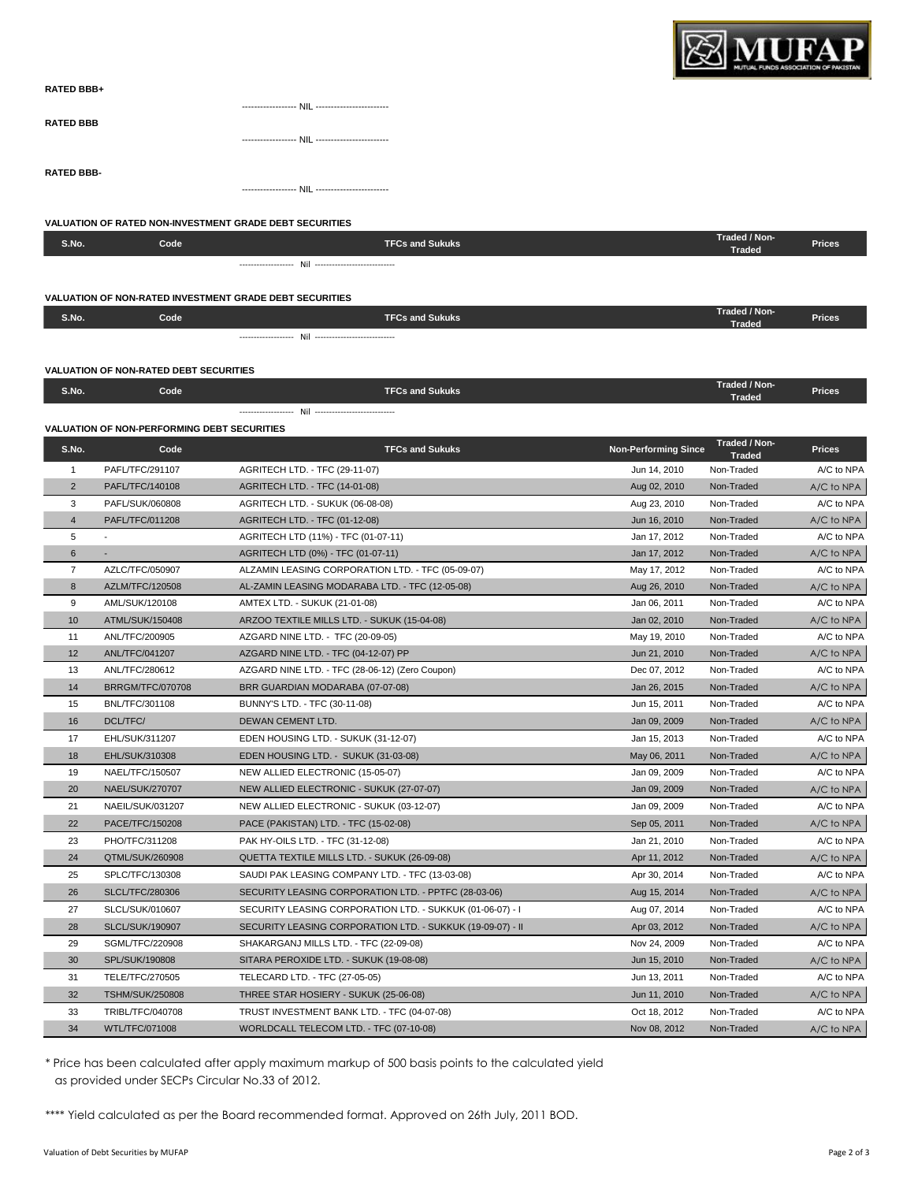**RATED BBB+**

------------------ NIL ------------------------

**RATED BBB**

------------------ NIL ------------------------

**RATED BBB-**

------------------ NIL ------------------------

**VALUATION OF RATED NON-INVESTMENT GRADE DEBT SECURITIES**

| S.No. | Code | TFCs and Sukuks | Traded / Non-Traded | Prices |
|---|---|---|---|---|

------------------- Nil ---------------------------

**VALUATION OF NON-RATED INVESTMENT GRADE DEBT SECURITIES**

| S.No. | Code | TFCs and Sukuks | Traded / Non-Traded | Prices |
|---|---|---|---|---|

------------------- Nil ---------------------------

**VALUATION OF NON-RATED DEBT SECURITIES**

| S.No. | Code | TFCs and Sukuks | Traded / Non-Traded | Prices |
|---|---|---|---|---|

------------------- Nil ---------------------------

**VALUATION OF NON-PERFORMING DEBT SECURITIES**

| S.No. | Code | TFCs and Sukuks | Non-Performing Since | Traded / Non-Traded | Prices |
|---|---|---|---|---|---|
| 1 | PAFL/TFC/291107 | AGRITECH LTD. - TFC (29-11-07) | Jun 14, 2010 | Non-Traded | A/C to NPA |
| 2 | PAFL/TFC/140108 | AGRITECH LTD. - TFC (14-01-08) | Aug 02, 2010 | Non-Traded | A/C to NPA |
| 3 | PAFL/SUK/060808 | AGRITECH LTD. - SUKUK (06-08-08) | Aug 23, 2010 | Non-Traded | A/C to NPA |
| 4 | PAFL/TFC/011208 | AGRITECH LTD. - TFC (01-12-08) | Jun 16, 2010 | Non-Traded | A/C to NPA |
| 5 | - | AGRITECH LTD (11%) - TFC (01-07-11) | Jan 17, 2012 | Non-Traded | A/C to NPA |
| 6 | - | AGRITECH LTD (0%) - TFC (01-07-11) | Jan 17, 2012 | Non-Traded | A/C to NPA |
| 7 | AZLC/TFC/050907 | ALZAMIN LEASING CORPORATION LTD. - TFC (05-09-07) | May 17, 2012 | Non-Traded | A/C to NPA |
| 8 | AZLM/TFC/120508 | AL-ZAMIN LEASING MODARABA LTD. - TFC (12-05-08) | Aug 26, 2010 | Non-Traded | A/C to NPA |
| 9 | AML/SUK/120108 | AMTEX LTD. - SUKUK (21-01-08) | Jan 06, 2011 | Non-Traded | A/C to NPA |
| 10 | ATML/SUK/150408 | ARZOO TEXTILE MILLS LTD. - SUKUK (15-04-08) | Jan 02, 2010 | Non-Traded | A/C to NPA |
| 11 | ANL/TFC/200905 | AZGARD NINE LTD. - TFC (20-09-05) | May 19, 2010 | Non-Traded | A/C to NPA |
| 12 | ANL/TFC/041207 | AZGARD NINE LTD. - TFC (04-12-07) PP | Jun 21, 2010 | Non-Traded | A/C to NPA |
| 13 | ANL/TFC/280612 | AZGARD NINE LTD. - TFC (28-06-12) (Zero Coupon) | Dec 07, 2012 | Non-Traded | A/C to NPA |
| 14 | BRRGM/TFC/070708 | BRR GUARDIAN MODARABA (07-07-08) | Jan 26, 2015 | Non-Traded | A/C to NPA |
| 15 | BNL/TFC/301108 | BUNNY'S LTD. - TFC (30-11-08) | Jun 15, 2011 | Non-Traded | A/C to NPA |
| 16 | DCL/TFC/ | DEWAN CEMENT LTD. | Jan 09, 2009 | Non-Traded | A/C to NPA |
| 17 | EHL/SUK/311207 | EDEN HOUSING LTD. - SUKUK (31-12-07) | Jan 15, 2013 | Non-Traded | A/C to NPA |
| 18 | EHL/SUK/310308 | EDEN HOUSING LTD. - SUKUK (31-03-08) | May 06, 2011 | Non-Traded | A/C to NPA |
| 19 | NAEL/TFC/150507 | NEW ALLIED ELECTRONIC (15-05-07) | Jan 09, 2009 | Non-Traded | A/C to NPA |
| 20 | NAEL/SUK/270707 | NEW ALLIED ELECTRONIC - SUKUK (27-07-07) | Jan 09, 2009 | Non-Traded | A/C to NPA |
| 21 | NAEIL/SUK/031207 | NEW ALLIED ELECTRONIC - SUKUK (03-12-07) | Jan 09, 2009 | Non-Traded | A/C to NPA |
| 22 | PACE/TFC/150208 | PACE (PAKISTAN) LTD. - TFC (15-02-08) | Sep 05, 2011 | Non-Traded | A/C to NPA |
| 23 | PHO/TFC/311208 | PAK HY-OILS LTD. - TFC (31-12-08) | Jan 21, 2010 | Non-Traded | A/C to NPA |
| 24 | QTML/SUK/260908 | QUETTA TEXTILE MILLS LTD. - SUKUK (26-09-08) | Apr 11, 2012 | Non-Traded | A/C to NPA |
| 25 | SPLC/TFC/130308 | SAUDI PAK LEASING COMPANY LTD. - TFC (13-03-08) | Apr 30, 2014 | Non-Traded | A/C to NPA |
| 26 | SLCL/TFC/280306 | SECURITY LEASING CORPORATION LTD. - PPTFC (28-03-06) | Aug 15, 2014 | Non-Traded | A/C to NPA |
| 27 | SLCL/SUK/010607 | SECURITY LEASING CORPORATION LTD. - SUKKUK (01-06-07) - I | Aug 07, 2014 | Non-Traded | A/C to NPA |
| 28 | SLCL/SUK/190907 | SECURITY LEASING CORPORATION LTD. - SUKKUK (19-09-07) - II | Apr 03, 2012 | Non-Traded | A/C to NPA |
| 29 | SGML/TFC/220908 | SHAKARGANJ MILLS LTD. - TFC (22-09-08) | Nov 24, 2009 | Non-Traded | A/C to NPA |
| 30 | SPL/SUK/190808 | SITARA PEROXIDE LTD. - SUKUK (19-08-08) | Jun 15, 2010 | Non-Traded | A/C to NPA |
| 31 | TELE/TFC/270505 | TELECARD LTD. - TFC (27-05-05) | Jun 13, 2011 | Non-Traded | A/C to NPA |
| 32 | TSHM/SUK/250808 | THREE STAR HOSIERY - SUKUK (25-06-08) | Jun 11, 2010 | Non-Traded | A/C to NPA |
| 33 | TRIBL/TFC/040708 | TRUST INVESTMENT BANK LTD. - TFC (04-07-08) | Oct 18, 2012 | Non-Traded | A/C to NPA |
| 34 | WTL/TFC/071008 | WORLDCALL TELECOM LTD. - TFC (07-10-08) | Nov 08, 2012 | Non-Traded | A/C to NPA |

* Price has been calculated after apply maximum markup of 500 basis points to the calculated yield as provided under SECPs Circular No.33 of 2012.

**** Yield calculated as per the Board recommended format. Approved on 26th July, 2011 BOD.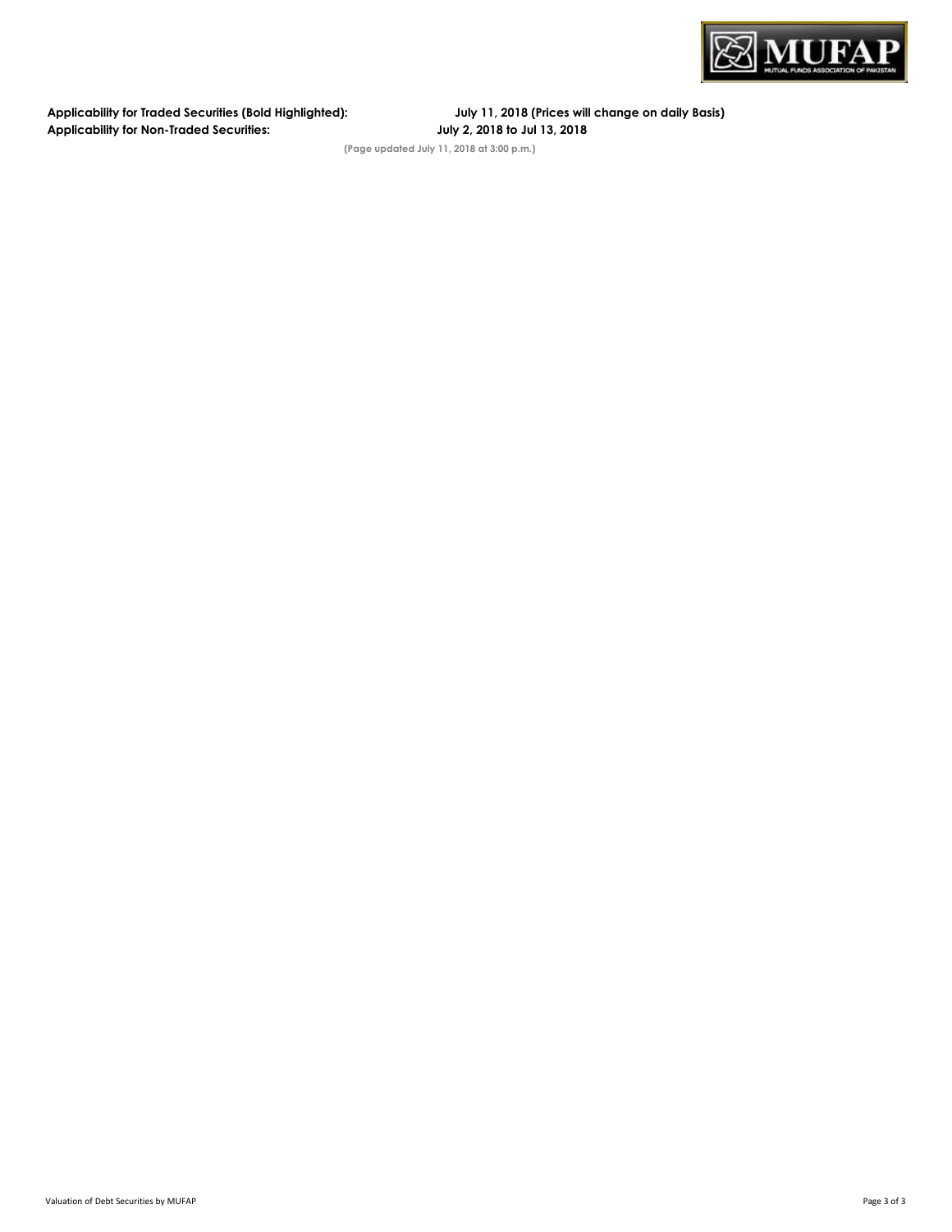**Applicability for Traded Securities (Bold Highlighted):** **July 11, 2018 (Prices will change on daily Basis)**
**Applicability for Non-Traded Securities:** **July 2, 2018 to Jul 13, 2018**

(Page updated July 11, 2018 at 3:00 p.m.)